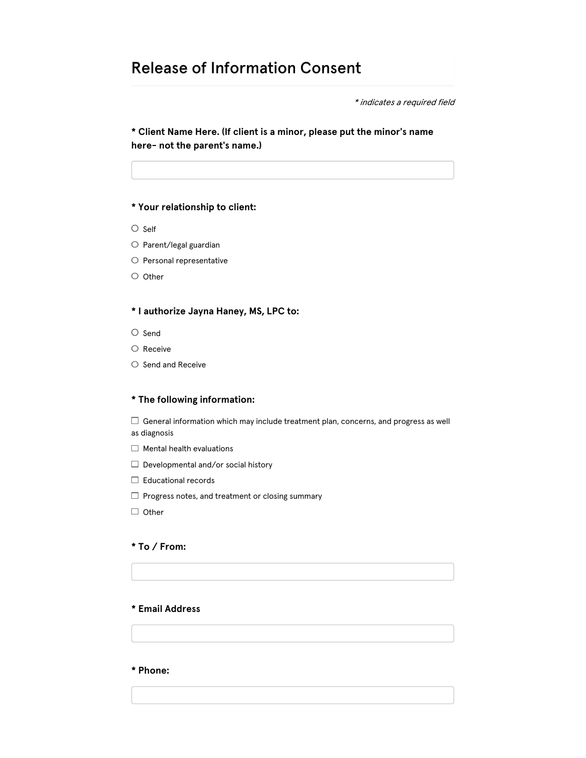# Release of Information Consent

*\* indicates a required field*

**\* Client Name Here. (If client is a minor, please put the minor's name here- not the parent's name.)**

\_\_\_\_\_\_\_\_\_\_\_\_\_\_\_\_\_\_\_\_

**\* Your relationship to client:**

- ○ Self
- ○ Parent/legal guardian
- ○ Personal representative
- ○ Other

**\* I authorize Jayna Haney, MS, LPC to:**

- ○ Send
- ○ Receive
- ○ Send and Receive

**\* The following information:**

- ☐ General information which may include treatment plan, concerns, and progress as well as diagnosis
- ☐ Mental health evaluations
- ☐ Developmental and/or social history
- ☐ Educational records
- ☐ Progress notes, and treatment or closing summary
- ☐ Other

**\* To / From:**

\_\_\_\_\_\_\_\_\_\_\_\_\_\_\_\_\_\_\_\_

**\* Email Address**

\_\_\_\_\_\_\_\_\_\_\_\_\_\_\_\_\_\_\_\_

**\* Phone:**

\_\_\_\_\_\_\_\_\_\_\_\_\_\_\_\_\_\_\_\_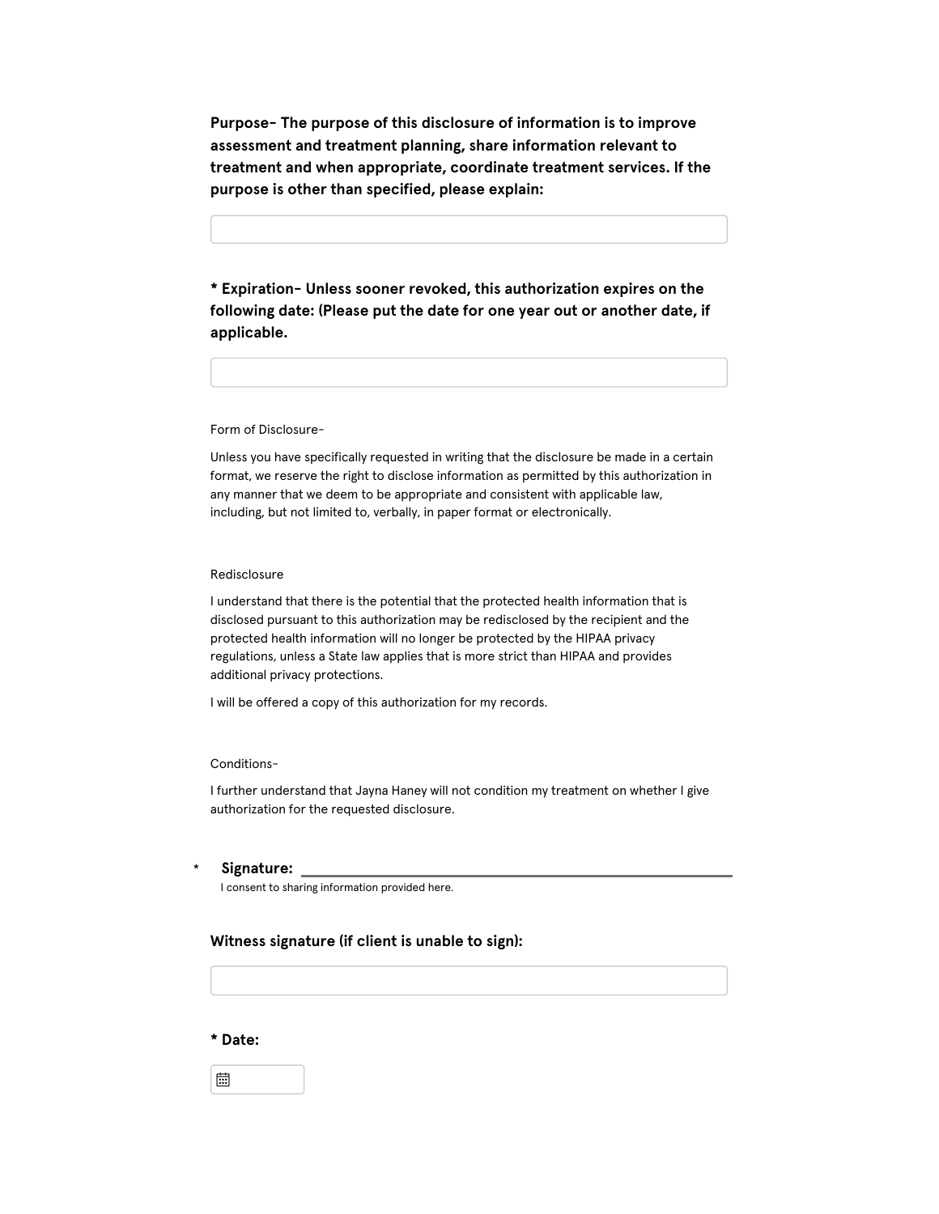**Purpose- The purpose of this disclosure of information is to improve assessment and treatment planning, share information relevant to treatment and when appropriate, coordinate treatment services. If the purpose is other than specified, please explain:**

&nbsp;

**\* Expiration- Unless sooner revoked, this authorization expires on the following date: (Please put the date for one year out or another date, if applicable.**

&nbsp;

Form of Disclosure-

Unless you have specifically requested in writing that the disclosure be made in a certain format, we reserve the right to disclose information as permitted by this authorization in any manner that we deem to be appropriate and consistent with applicable law, including, but not limited to, verbally, in paper format or electronically.

Redisclosure

I understand that there is the potential that the protected health information that is disclosed pursuant to this authorization may be redisclosed by the recipient and the protected health information will no longer be protected by the HIPAA privacy regulations, unless a State law applies that is more strict than HIPAA and provides additional privacy protections.

I will be offered a copy of this authorization for my records.

Conditions-

I further understand that Jayna Haney will not condition my treatment on whether I give authorization for the requested disclosure.

\* **Signature:** ______________________________

I consent to sharing information provided here.

**Witness signature (if client is unable to sign):**

&nbsp;

**\* Date:**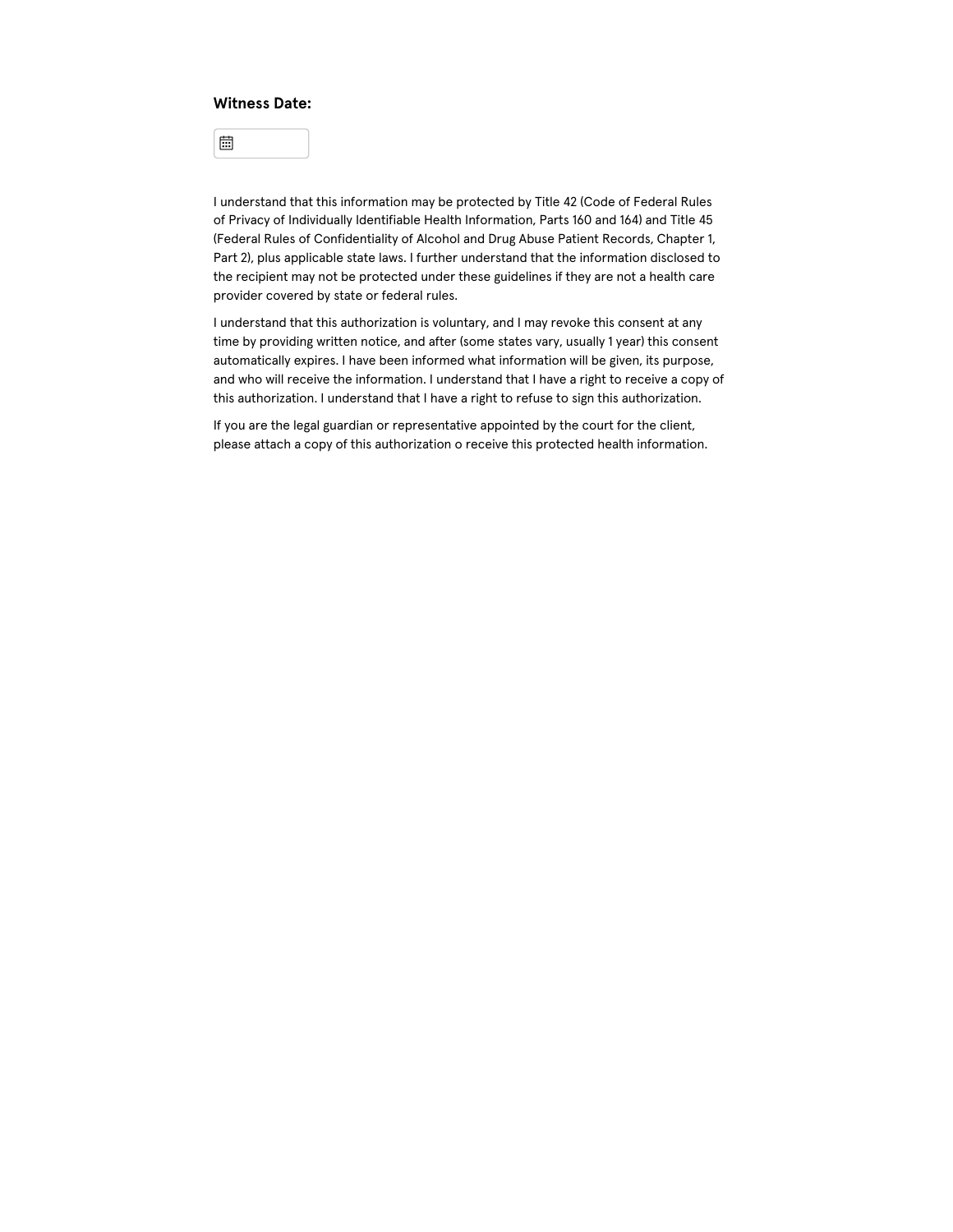**Witness Date:**

I understand that this information may be protected by Title 42 (Code of Federal Rules of Privacy of Individually Identifiable Health Information, Parts 160 and 164) and Title 45 (Federal Rules of Confidentiality of Alcohol and Drug Abuse Patient Records, Chapter 1, Part 2), plus applicable state laws. I further understand that the information disclosed to the recipient may not be protected under these guidelines if they are not a health care provider covered by state or federal rules.

I understand that this authorization is voluntary, and I may revoke this consent at any time by providing written notice, and after (some states vary, usually 1 year) this consent automatically expires. I have been informed what information will be given, its purpose, and who will receive the information. I understand that I have a right to receive a copy of this authorization. I understand that I have a right to refuse to sign this authorization.

If you are the legal guardian or representative appointed by the court for the client, please attach a copy of this authorization o receive this protected health information.